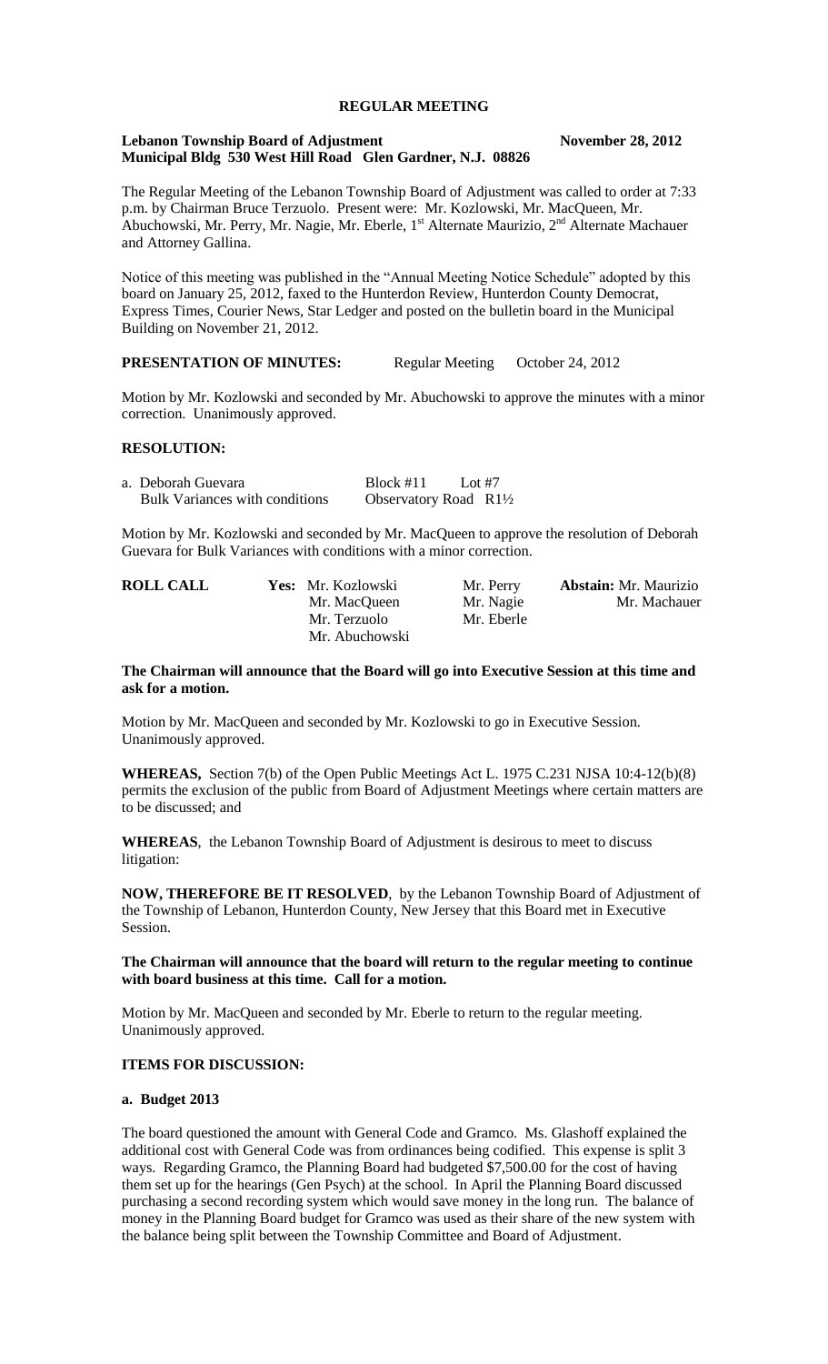# REGULAR MEETING

**Lebanon Township Board of Adjustment** **November 28, 2012**
**Municipal Bldg 530 West Hill Road Glen Gardner, N.J. 08826**

The Regular Meeting of the Lebanon Township Board of Adjustment was called to order at 7:33 p.m. by Chairman Bruce Terzuolo. Present were: Mr. Kozlowski, Mr. MacQueen, Mr. Abuchowski, Mr. Perry, Mr. Nagie, Mr. Eberle, 1st Alternate Maurizio, 2nd Alternate Machauer and Attorney Gallina.

Notice of this meeting was published in the "Annual Meeting Notice Schedule" adopted by this board on January 25, 2012, faxed to the Hunterdon Review, Hunterdon County Democrat, Express Times, Courier News, Star Ledger and posted on the bulletin board in the Municipal Building on November 21, 2012.

**PRESENTATION OF MINUTES:** Regular Meeting October 24, 2012

Motion by Mr. Kozlowski and seconded by Mr. Abuchowski to approve the minutes with a minor correction. Unanimously approved.

**RESOLUTION:**

a. Deborah Guevara Block #11 Lot #7
Bulk Variances with conditions Observatory Road R1½

Motion by Mr. Kozlowski and seconded by Mr. MacQueen to approve the resolution of Deborah Guevara for Bulk Variances with conditions with a minor correction.

| **ROLL CALL** | **Yes:** Mr. Kozlowski | Mr. Perry | **Abstain:** Mr. Maurizio |
|---|---|---|---|
| | Mr. MacQueen | Mr. Nagie | Mr. Machauer |
| | Mr. Terzuolo | Mr. Eberle | |
| | Mr. Abuchowski | | |

**The Chairman will announce that the Board will go into Executive Session at this time and ask for a motion.**

Motion by Mr. MacQueen and seconded by Mr. Kozlowski to go in Executive Session. Unanimously approved.

**WHEREAS,** Section 7(b) of the Open Public Meetings Act L. 1975 C.231 NJSA 10:4-12(b)(8) permits the exclusion of the public from Board of Adjustment Meetings where certain matters are to be discussed; and

**WHEREAS**, the Lebanon Township Board of Adjustment is desirous to meet to discuss litigation:

**NOW, THEREFORE BE IT RESOLVED**, by the Lebanon Township Board of Adjustment of the Township of Lebanon, Hunterdon County, New Jersey that this Board met in Executive Session.

**The Chairman will announce that the board will return to the regular meeting to continue with board business at this time. Call for a motion.**

Motion by Mr. MacQueen and seconded by Mr. Eberle to return to the regular meeting. Unanimously approved.

**ITEMS FOR DISCUSSION:**

**a. Budget 2013**

The board questioned the amount with General Code and Gramco. Ms. Glashoff explained the additional cost with General Code was from ordinances being codified. This expense is split 3 ways. Regarding Gramco, the Planning Board had budgeted $7,500.00 for the cost of having them set up for the hearings (Gen Psych) at the school. In April the Planning Board discussed purchasing a second recording system which would save money in the long run. The balance of money in the Planning Board budget for Gramco was used as their share of the new system with the balance being split between the Township Committee and Board of Adjustment.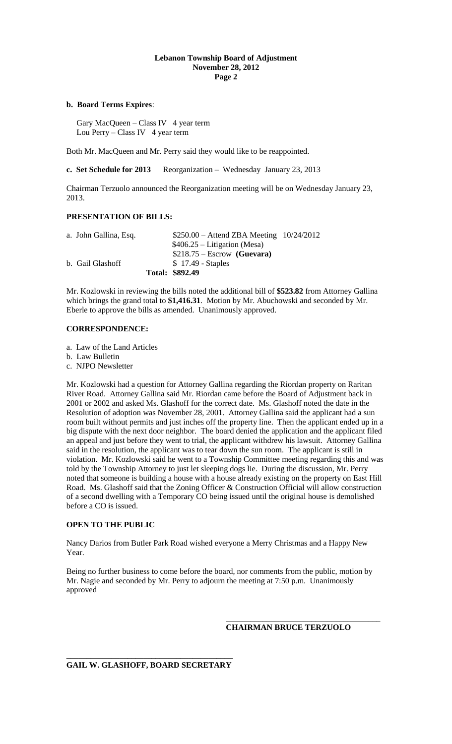**b. Board Terms Expires**:

Gary MacQueen – Class IV 4 year term
Lou Perry – Class IV 4 year term

Both Mr. MacQueen and Mr. Perry said they would like to be reappointed.

**c. Set Schedule for 2013** Reorganization – Wednesday January 23, 2013

Chairman Terzuolo announced the Reorganization meeting will be on Wednesday January 23, 2013.

## PRESENTATION OF BILLS:

| | | |
|---|---|---|
| a. John Gallina, Esq. | $250.00 – Attend ZBA Meeting | 10/24/2012 |
| | $406.25 – Litigation (Mesa) | |
| | $218.75 – Escrow **(Guevara)** | |
| b. Gail Glashoff | $ 17.49 - Staples | |
| | **Total: $892.49** | |

Mr. Kozlowski in reviewing the bills noted the additional bill of **$523.82** from Attorney Gallina which brings the grand total to **$1,416.31**. Motion by Mr. Abuchowski and seconded by Mr. Eberle to approve the bills as amended. Unanimously approved.

## CORRESPONDENCE:

a. Law of the Land Articles
b. Law Bulletin
c. NJPO Newsletter

Mr. Kozlowski had a question for Attorney Gallina regarding the Riordan property on Raritan River Road. Attorney Gallina said Mr. Riordan came before the Board of Adjustment back in 2001 or 2002 and asked Ms. Glashoff for the correct date. Ms. Glashoff noted the date in the Resolution of adoption was November 28, 2001. Attorney Gallina said the applicant had a sun room built without permits and just inches off the property line. Then the applicant ended up in a big dispute with the next door neighbor. The board denied the application and the applicant filed an appeal and just before they went to trial, the applicant withdrew his lawsuit. Attorney Gallina said in the resolution, the applicant was to tear down the sun room. The applicant is still in violation. Mr. Kozlowski said he went to a Township Committee meeting regarding this and was told by the Township Attorney to just let sleeping dogs lie. During the discussion, Mr. Perry noted that someone is building a house with a house already existing on the property on East Hill Road. Ms. Glashoff said that the Zoning Officer & Construction Official will allow construction of a second dwelling with a Temporary CO being issued until the original house is demolished before a CO is issued.

## OPEN TO THE PUBLIC

Nancy Darios from Butler Park Road wished everyone a Merry Christmas and a Happy New Year.

Being no further business to come before the board, nor comments from the public, motion by Mr. Nagie and seconded by Mr. Perry to adjourn the meeting at 7:50 p.m. Unanimously approved

\_\_\_\_\_\_\_\_\_\_\_\_\_\_\_\_\_\_\_\_\_\_\_\_\_\_\_\_\_\_\_\_\_\_\_\_\_\_\_\_

**CHAIRMAN BRUCE TERZUOLO**

\_\_\_\_\_\_\_\_\_\_\_\_\_\_\_\_\_\_\_\_\_\_\_\_\_\_\_\_\_\_\_\_\_\_\_\_\_\_\_\_

**GAIL W. GLASHOFF, BOARD SECRETARY**